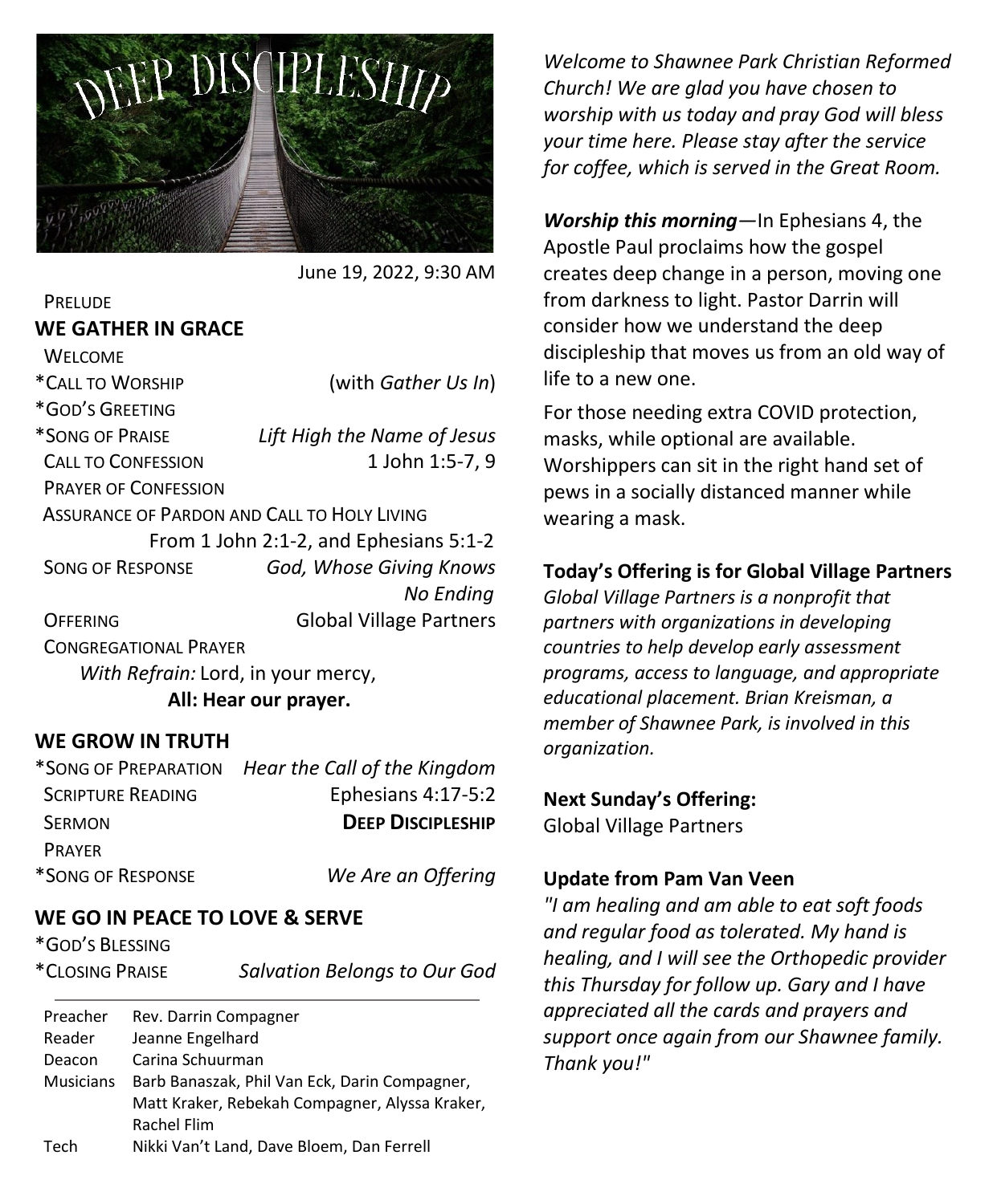DEEP DISCIPLESHIP

June 19, 2022, 9:30 AM

PRELUDE

## WE GATHER IN GRACE

WELCOME

*CALL TO WORSHIP (with *Gather Us In*)

*GOD'S GREETING

*SONG OF PRAISE *Lift High the Name of Jesus*

CALL TO CONFESSION 1 John 1:5-7, 9

PRAYER OF CONFESSION

ASSURANCE OF PARDON AND CALL TO HOLY LIVING
From 1 John 2:1-2, and Ephesians 5:1-2

SONG OF RESPONSE *God, Whose Giving Knows No Ending*

OFFERING Global Village Partners

CONGREGATIONAL PRAYER
*With Refrain:* Lord, in your mercy,
**All: Hear our prayer.**

## WE GROW IN TRUTH

*SONG OF PREPARATION *Hear the Call of the Kingdom*

SCRIPTURE READING Ephesians 4:17-5:2

SERMON **DEEP DISCIPLESHIP**

PRAYER

*SONG OF RESPONSE *We Are an Offering*

## WE GO IN PEACE TO LOVE & SERVE

*GOD'S BLESSING

*CLOSING PRAISE *Salvation Belongs to Our God*

| | |
|---|---|
| Preacher | Rev. Darrin Compagner |
| Reader | Jeanne Engelhard |
| Deacon | Carina Schuurman |
| Musicians | Barb Banaszak, Phil Van Eck, Darin Compagner, Matt Kraker, Rebekah Compagner, Alyssa Kraker, Rachel Flim |
| Tech | Nikki Van't Land, Dave Bloem, Dan Ferrell |

*Welcome to Shawnee Park Christian Reformed Church! We are glad you have chosen to worship with us today and pray God will bless your time here. Please stay after the service for coffee, which is served in the Great Room.*

***Worship this morning***—In Ephesians 4, the Apostle Paul proclaims how the gospel creates deep change in a person, moving one from darkness to light. Pastor Darrin will consider how we understand the deep discipleship that moves us from an old way of life to a new one.

For those needing extra COVID protection, masks, while optional are available. Worshippers can sit in the right hand set of pews in a socially distanced manner while wearing a mask.

**Today's Offering is for Global Village Partners**

*Global Village Partners is a nonprofit that partners with organizations in developing countries to help develop early assessment programs, access to language, and appropriate educational placement. Brian Kreisman, a member of Shawnee Park, is involved in this organization.*

**Next Sunday's Offering:**
Global Village Partners

**Update from Pam Van Veen**

*"I am healing and am able to eat soft foods and regular food as tolerated. My hand is healing, and I will see the Orthopedic provider this Thursday for follow up. Gary and I have appreciated all the cards and prayers and support once again from our Shawnee family. Thank you!"*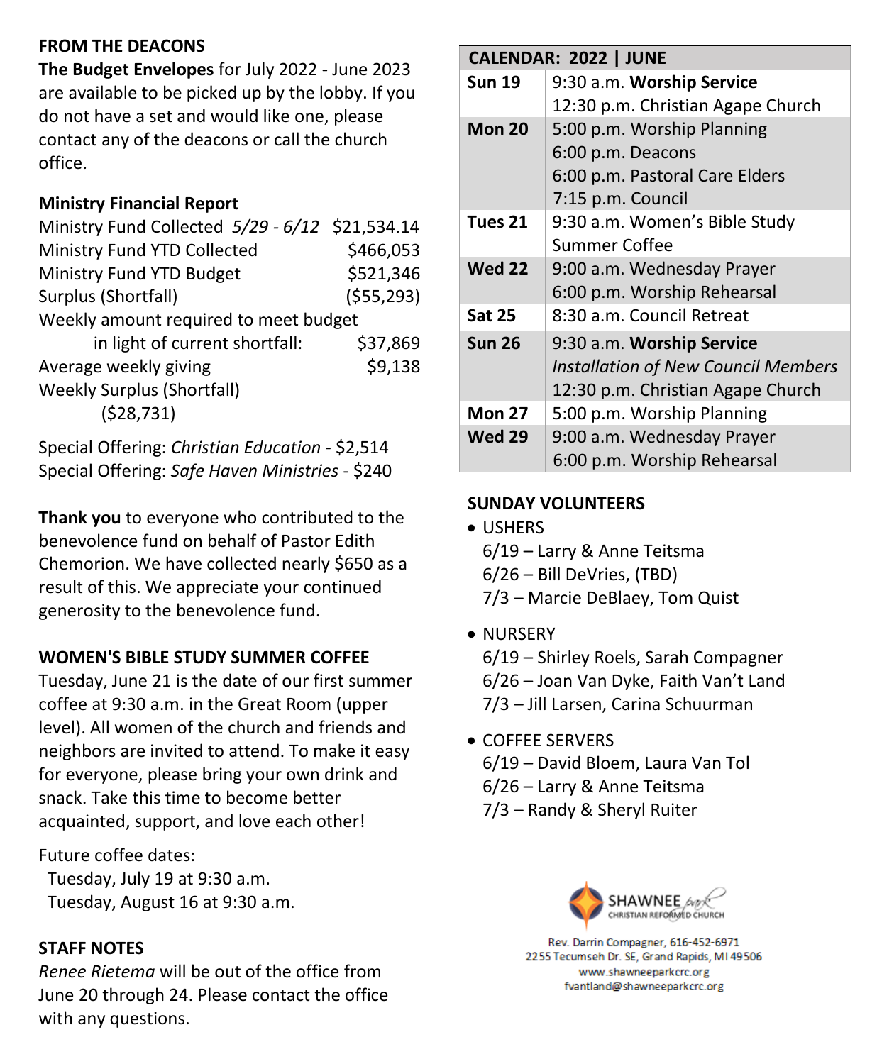**FROM THE DEACONS**

**The Budget Envelopes** for July 2022 - June 2023 are available to be picked up by the lobby. If you do not have a set and would like one, please contact any of the deacons or call the church office.

**Ministry Financial Report**

| | |
|---|---|
| Ministry Fund Collected *5/29 - 6/12* | $21,534.14 |
| Ministry Fund YTD Collected | $466,053 |
| Ministry Fund YTD Budget | $521,346 |
| Surplus (Shortfall) | ($55,293) |
| Weekly amount required to meet budget in light of current shortfall: | $37,869 |
| Average weekly giving | $9,138 |
| Weekly Surplus (Shortfall) | ($28,731) |

Special Offering: *Christian Education* - $2,514
Special Offering: *Safe Haven Ministries* - $240

**Thank you** to everyone who contributed to the benevolence fund on behalf of Pastor Edith Chemorion. We have collected nearly $650 as a result of this. We appreciate your continued generosity to the benevolence fund.

**WOMEN'S BIBLE STUDY SUMMER COFFEE**

Tuesday, June 21 is the date of our first summer coffee at 9:30 a.m. in the Great Room (upper level). All women of the church and friends and neighbors are invited to attend. To make it easy for everyone, please bring your own drink and snack. Take this time to become better acquainted, support, and love each other!

Future coffee dates:
Tuesday, July 19 at 9:30 a.m.
Tuesday, August 16 at 9:30 a.m.

**STAFF NOTES**

*Renee Rietema* will be out of the office from June 20 through 24. Please contact the office with any questions.

| CALENDAR: 2022 \| JUNE | |
|---|---|
| **Sun 19** | 9:30 a.m. **Worship Service**<br>12:30 p.m. Christian Agape Church |
| **Mon 20** | 5:00 p.m. Worship Planning<br>6:00 p.m. Deacons<br>6:00 p.m. Pastoral Care Elders<br>7:15 p.m. Council |
| **Tues 21** | 9:30 a.m. Women's Bible Study Summer Coffee |
| **Wed 22** | 9:00 a.m. Wednesday Prayer<br>6:00 p.m. Worship Rehearsal |
| **Sat 25** | 8:30 a.m. Council Retreat |
| **Sun 26** | 9:30 a.m. **Worship Service**<br>*Installation of New Council Members*<br>12:30 p.m. Christian Agape Church |
| **Mon 27** | 5:00 p.m. Worship Planning |
| **Wed 29** | 9:00 a.m. Wednesday Prayer<br>6:00 p.m. Worship Rehearsal |

**SUNDAY VOLUNTEERS**

- USHERS
  6/19 – Larry & Anne Teitsma
  6/26 – Bill DeVries, (TBD)
  7/3 – Marcie DeBlaey, Tom Quist
- NURSERY
  6/19 – Shirley Roels, Sarah Compagner
  6/26 – Joan Van Dyke, Faith Van't Land
  7/3 – Jill Larsen, Carina Schuurman
- COFFEE SERVERS
  6/19 – David Bloem, Laura Van Tol
  6/26 – Larry & Anne Teitsma
  7/3 – Randy & Sheryl Ruiter

SHAWNEE park CHRISTIAN REFORMED CHURCH

Rev. Darrin Compagner, 616-452-6971
2255 Tecumseh Dr. SE, Grand Rapids, MI 49506
www.shawneeparkcrc.org
fvantland@shawneeparkcrc.org